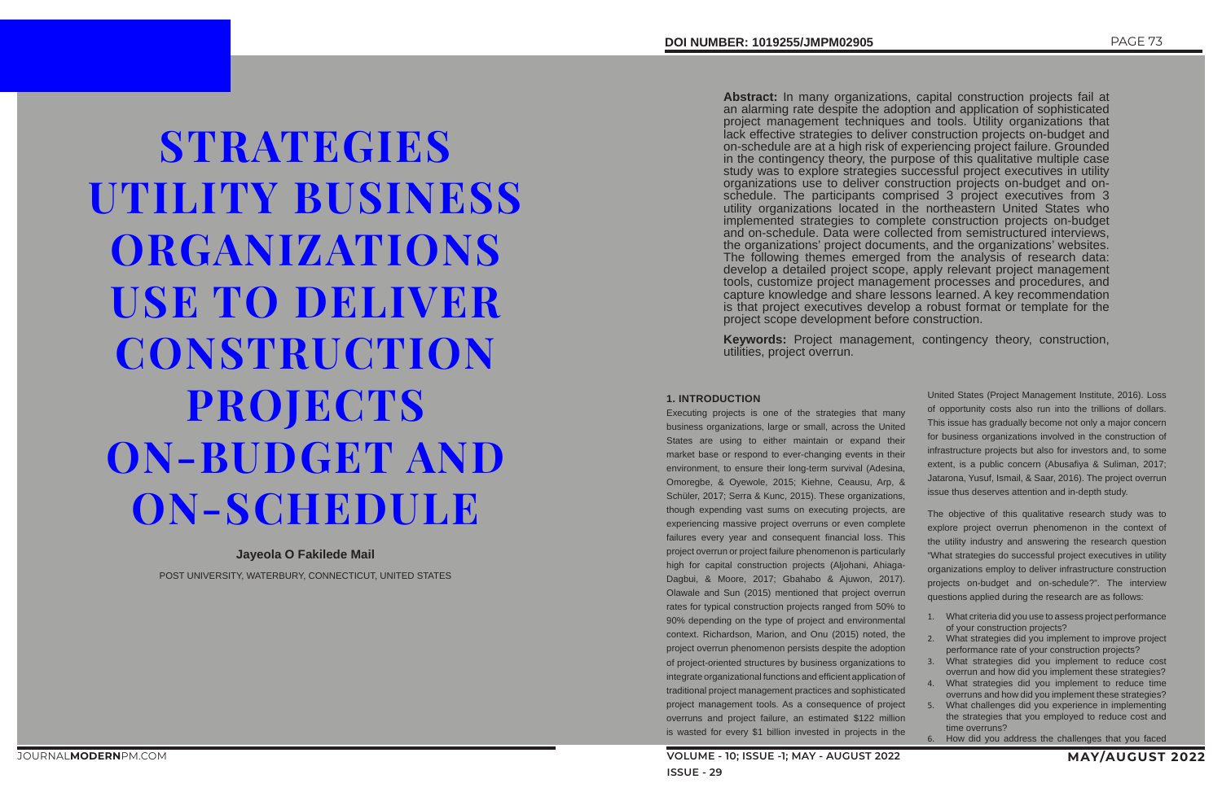# STRATEGIES UTILITY BUSINESS ORGANIZATIONS USE TO DELIVER CONSTRUCTION PROJECTS ON-BUDGET AND ON-SCHEDULE

**Jayeola O Fakilede Mail**

POST UNIVERSITY, WATERBURY, CONNECTICUT, UNITED STATES

DOI NUMBER: 1019255/JMPM02905

**Abstract:** In many organizations, capital construction projects fail at an alarming rate despite the adoption and application of sophisticated project management techniques and tools. Utility organizations that lack effective strategies to deliver construction projects on-budget and on-schedule are at a high risk of experiencing project failure. Grounded in the contingency theory, the purpose of this qualitative multiple case study was to explore strategies successful project executives in utility organizations use to deliver construction projects on-budget and on-schedule. The participants comprised 3 project executives from 3 utility organizations located in the northeastern United States who implemented strategies to complete construction projects on-budget and on-schedule. Data were collected from semistructured interviews, the organizations' project documents, and the organizations' websites. The following themes emerged from the analysis of research data: develop a detailed project scope, apply relevant project management tools, customize project management processes and procedures, and capture knowledge and share lessons learned. A key recommendation is that project executives develop a robust format or template for the project scope development before construction.

**Keywords:** Project management, contingency theory, construction, utilities, project overrun.

## 1. INTRODUCTION

Executing projects is one of the strategies that many business organizations, large or small, across the United States are using to either maintain or expand their market base or respond to ever-changing events in their environment, to ensure their long-term survival (Adesina, Omoregbe, & Oyewole, 2015; Kiehne, Ceausu, Arp, & Schüler, 2017; Serra & Kunc, 2015). These organizations, though expending vast sums on executing projects, are experiencing massive project overruns or even complete failures every year and consequent financial loss. This project overrun or project failure phenomenon is particularly high for capital construction projects (Aljohani, Ahiaga-Dagbui, & Moore, 2017; Gbahabo & Ajuwon, 2017). Olawale and Sun (2015) mentioned that project overrun rates for typical construction projects ranged from 50% to 90% depending on the type of project and environmental context. Richardson, Marion, and Onu (2015) noted, the project overrun phenomenon persists despite the adoption of project-oriented structures by business organizations to integrate organizational functions and efficient application of traditional project management practices and sophisticated project management tools. As a consequence of project overruns and project failure, an estimated $122 million is wasted for every $1 billion invested in projects in the United States (Project Management Institute, 2016). Loss of opportunity costs also run into the trillions of dollars. This issue has gradually become not only a major concern for business organizations involved in the construction of infrastructure projects but also for investors and, to some extent, is a public concern (Abusafiya & Suliman, 2017; Jatarona, Yusuf, Ismail, & Saar, 2016). The project overrun issue thus deserves attention and in-depth study.

The objective of this qualitative research study was to explore project overrun phenomenon in the context of the utility industry and answering the research question "What strategies do successful project executives in utility organizations employ to deliver infrastructure construction projects on-budget and on-schedule?". The interview questions applied during the research are as follows:

1. What criteria did you use to assess project performance of your construction projects?
2. What strategies did you implement to improve project performance rate of your construction projects?
3. What strategies did you implement to reduce cost overrun and how did you implement these strategies?
4. What strategies did you implement to reduce time overruns and how did you implement these strategies?
5. What challenges did you experience in implementing the strategies that you employed to reduce cost and time overruns?
6. How did you address the challenges that you faced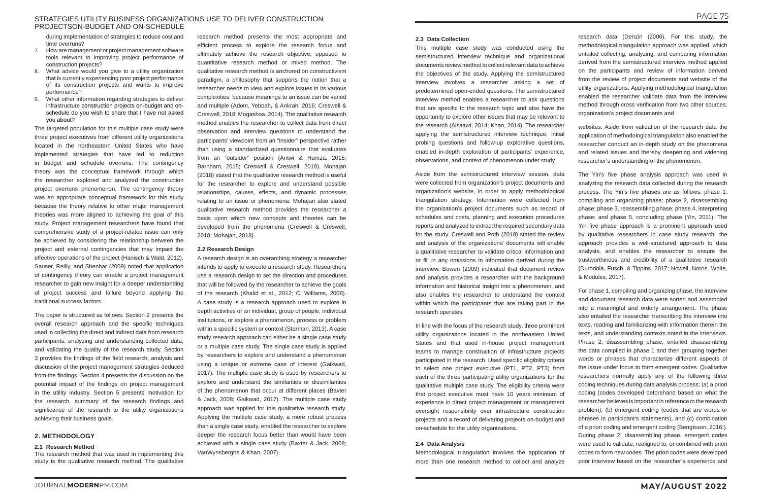during implementation of strategies to reduce cost and time overruns?

7. How are management or project management software tools relevant to improving project performance of construction projects?
8. What advice would you give to a utility organization that is currently experiencing poor project performance of its construction projects and wants to improve performance?
9. What other information regarding strategies to deliver infrastructure construction projects on-budget and on-schedule do you wish to share that I have not asked you about?

The targeted population for this multiple case study were three project executives from different utility organizations located in the northeastern United States who have implemented strategies that have led to reduction in budget and schedule overruns. The contingency theory was the conceptual framework through which the researcher explored and analyzed the construction project overruns phenomenon. The contingency theory was an appropriate conceptual framework for this study because the theory relative to other major management theories was more aligned to achieving the goal of this study. Project management researchers have found that comprehensive study of a project-related issue can only be achieved by considering the relationship between the project and external contingencies that may impact the effective operations of the project (Hanisch & Wald, 2012). Sauser, Reilly, and Shenhar (2009) noted that application of contingency theory can enable a project management researcher to gain new insight for a deeper understanding of project success and failure beyond applying the traditional success factors.

The paper is structured as follows: Section 2 presents the overall research approach and the specific techniques used in collecting the direct and indirect data from research participants, analyzing and understanding collected data, and validating the quality of the research study. Section 3 provides the findings of the field research, analysis and discussion of the project management strategies deduced from the findings. Section 4 presents the discussion on the potential impact of the findings on project management in the utility industry. Section 5 presents motivation for the research, summary of the research findings and significance of the research to the utility organizations achieving their business goals.

## 2. METHODOLOGY

### 2.1 Research Method

The research method that was used in implementing this study is the qualitative research method. The qualitative research method presents the most appropriate and efficient process to explore the research focus and ultimately achieve the research objective, opposed to quantitative research method or mixed method. The qualitative research method is anchored on constructivism paradigm, a philosophy that supports the notion that a researcher needs to view and explore issues in its various complexities, because meanings to an issue can be varied and multiple (Adom, Yeboah, & Ankrah, 2016; Creswell & Creswell, 2018; Mogashoa, 2014). The qualitative research method enables the researcher to collect data from direct observation and interview questions to understand the participants' viewpoint from an "insider" perspective rather than using a standardized questionnaire that evaluates from an "outsider" position (Antwi & Hamza, 2015; Barnham, 2015; Creswell & Creswell, 2018). Mohajan (2018) stated that the qualitative research method is useful for the researcher to explore and understand possible relationships, causes, effects, and dynamic processes relating to an issue or phenomena. Mohajan also stated qualitative research method provides the researcher a basis upon which new concepts and theories can be developed from the phenomena (Creswell & Creswell, 2018; Mohajan, 2018).

### 2.2 Research Design

A research design is an overarching strategy a researcher intends to apply to execute a research study. Researchers use a research design to set the direction and procedures that will be followed by the researcher to achieve the goals of the research (Khalid et al., 2012; C. Williams, 2008). A case study is a research approach used to explore in depth activities of an individual, group of people, individual institutions, or explore a phenomenon, process or problem within a specific system or context (Starman, 2013). A case study research approach can either be a single case study or a multiple case study. The single case study is applied by researchers to explore and understand a phenomenon using a unique or extreme case of interest (Gaikwad, 2017). The multiple case study is used by researchers to explore and understand the similarities or dissimilarities of the phenomenon that occur at different places (Baxter & Jack, 2008; Gaikwad, 2017). The multiple case study approach was applied for this qualitative research study. Applying the multiple case study, a more robust process than a single case study, enabled the researcher to explore deeper the research focus better than would have been achieved with a single case study (Baxter & Jack, 2008; VanWynsberghe & Khan, 2007).

### 2.3 Data Collection

This multiple case study was conducted using the semistructured interview technique and organizational documents review method to collect relevant data to achieve the objectives of the study. Applying the semistructured interview involves a researcher asking a set of predetermined open-ended questions. The semistructured interview method enables a researcher to ask questions that are specific to the research topic and also have the opportunity to explore other issues that may be relevant to the research (Alsaawi, 2014; Khan, 2014). The researcher applying the semistructured interview technique; initial probing questions and follow-up explorative questions, enabled in-depth exploration of participants' experience, observations, and context of phenomenon under study.

Aside from the semistructured interview session, data were collected from organization's project documents and organization's website, in order to apply methodological triangulation strategy. Information were collected from the organization's project documents such as record of schedules and costs, planning and execution procedures reports and analyzed to extract the required secondary data for the study. Creswell and Poth (2018) stated the review and analysis of the organizations' documents will enable a qualitative researcher to validate critical information and or fill in any omissions in information derived during the interview. Bowen (2009) indicated that document review and analysis provides a researcher with the background information and historical insight into a phenomenon, and also enables the researcher to understand the context within which the participants that are taking part in the research operates.

In line with the focus of the research study, three prominent utility organizations located in the northeastern United States and that used in-house project management teams to manage construction of infrastructure projects participated in the research. Used specific eligibility criteria to select one project executive (PT1, PT2, PT3) from each of the three participating utility organizations for the qualitative multiple case study. The eligibility criteria were that project executive must have 10 years minimum of experience in direct project management or management oversight responsibility over infrastructure construction projects and a record of delivering projects on-budget and on-schedule for the utility organizations.

### 2.4 Data Analysis

Methodological triangulation involves the application of more than one research method to collect and analyze research data (Denzin (2006). For this study, the methodological triangulation approach was applied, which entailed collecting, analyzing, and comparing information derived from the semistructured interview method applied on the participants and review of information derived from the review of project documents and website of the utility organizations. Applying methodological triangulation enabled the researcher validate data from the interview method through cross verification from two other sources, organization's project documents and websites. Aside from validation of the research data the application of methodological triangulation also enabled the researcher conduct an in-depth study on the phenomena and related issues and thereby deepening and widening researcher's understanding of the phenomenon.

The Yin's five phase analysis approach was used in analyzing the research data collected during the research process. The Yin's five phases are as follows: phase 1, compiling and organizing phase; phase 2, disassembling phase; phase 3, reassembling phase; phase 4, interpreting phase; and phase 5, concluding phase (Yin, 2011). The Yin five phase approach is a prominent approach used by qualitative researchers in case study research, the approach provides a well-structured approach to data analysis, and enables the researcher to ensure the trustworthiness and credibility of a qualitative research (Durodola, Fusch, & Tippins, 2017; Nowell, Norris, White, & Modules, 2017).

For phase 1, compiling and organizing phase, the interview and document research data were sorted and assembled into a meaningful and orderly arrangement. The phase also entailed the researcher transcribing the interview into texts, reading and familiarizing with information therein the texts, and understanding contexts noted in the interviews. Phase 2, disassembling phase, entailed disassembling the data compiled in phase 1 and then grouping together words or phrases that characterize different aspects of the issue under focus to form emergent codes. Qualitative researchers normally apply any of the following three coding techniques during data analysis process; (a) a priori coding (codes developed beforehand based on what the researcher believes is important in reference to the research problem), (b) emergent coding (codes that are words or phrases in participant's statements), and (c) combination of a priori coding and emergent coding (Bengtsson, 2016;). During phase 2, disassembling phase, emergent codes were used to validate, realigned to, or combined with priori codes to form new codes. The priori codes were developed prior interview based on the researcher's experience and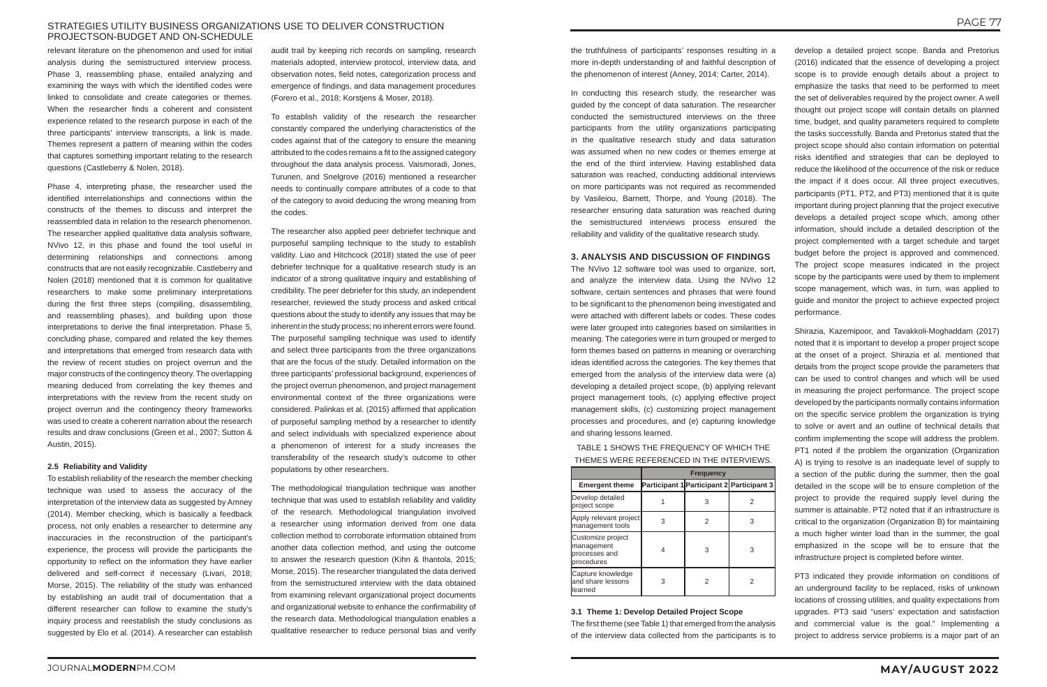relevant literature on the phenomenon and used for initial analysis during the semistructured interview process. Phase 3, reassembling phase, entailed analyzing and examining the ways with which the identified codes were linked to consolidate and create categories or themes. When the researcher finds a coherent and consistent experience related to the research purpose in each of the three participants' interview transcripts, a link is made. Themes represent a pattern of meaning within the codes that captures something important relating to the research questions (Castleberry & Nolen, 2018).

Phase 4, interpreting phase, the researcher used the identified interrelationships and connections within the constructs of the themes to discuss and interpret the reassembled data in relation to the research phenomenon. The researcher applied qualitative data analysis software, NVivo 12, in this phase and found the tool useful in determining relationships and connections among constructs that are not easily recognizable. Castleberry and Nolen (2018) mentioned that it is common for qualitative researchers to make some preliminary interpretations during the first three steps (compiling, disassembling, and reassembling phases), and building upon those interpretations to derive the final interpretation. Phase 5, concluding phase, compared and related the key themes and interpretations that emerged from research data with the review of recent studies on project overrun and the major constructs of the contingency theory. The overlapping meaning deduced from correlating the key themes and interpretations with the review from the recent study on project overrun and the contingency theory frameworks was used to create a coherent narration about the research results and draw conclusions (Green et al., 2007; Sutton & Austin, 2015).

#### 2.5 Reliability and Validity

To establish reliability of the research the member checking technique was used to assess the accuracy of the interpretation of the interview data as suggested by Amney (2014). Member checking, which is basically a feedback process, not only enables a researcher to determine any inaccuracies in the reconstruction of the participant's experience, the process will provide the participants the opportunity to reflect on the information they have earlier delivered and self-correct if necessary (Livari, 2018; Morse, 2015). The reliability of the study was enhanced by establishing an audit trail of documentation that a different researcher can follow to examine the study's inquiry process and reestablish the study conclusions as suggested by Elo et al. (2014). A researcher can establish audit trail by keeping rich records on sampling, research materials adopted, interview protocol, interview data, and observation notes, field notes, categorization process and emergence of findings, and data management procedures (Forero et al., 2018; Korstjens & Moser, 2018).

To establish validity of the research the researcher constantly compared the underlying characteristics of the codes against that of the category to ensure the meaning attributed to the codes remains a fit to the assigned category throughout the data analysis process. Vaismoradi, Jones, Turunen, and Snelgrove (2016) mentioned a researcher needs to continually compare attributes of a code to that of the category to avoid deducing the wrong meaning from the codes.

The researcher also applied peer debriefer technique and purposeful sampling technique to the study to establish validity. Liao and Hitchcock (2018) stated the use of peer debriefer technique for a qualitative research study is an indicator of a strong qualitative inquiry and establishing of credibility. The peer debriefer for this study, an independent researcher, reviewed the study process and asked critical questions about the study to identify any issues that may be inherent in the study process; no inherent errors were found. The purposeful sampling technique was used to identify and select three participants from the three organizations that are the focus of the study. Detailed information on the three participants' professional background, experiences of the project overrun phenomenon, and project management environmental context of the three organizations were considered. Palinkas et al. (2015) affirmed that application of purposeful sampling method by a researcher to identify and select individuals with specialized experience about a phenomenon of interest for a study increases the transferability of the research study's outcome to other populations by other researchers.

The methodological triangulation technique was another technique that was used to establish reliability and validity of the research. Methodological triangulation involved a researcher using information derived from one data collection method to corroborate information obtained from another data collection method, and using the outcome to answer the research question (Kihn & Ihantola, 2015; Morse, 2015). The researcher triangulated the data derived from the semistructured interview with the data obtained from examining relevant organizational project documents and organizational website to enhance the confirmability of the research data. Methodological triangulation enables a qualitative researcher to reduce personal bias and verify the truthfulness of participants' responses resulting in a more in-depth understanding of and faithful description of the phenomenon of interest (Anney, 2014; Carter, 2014).

In conducting this research study, the researcher was guided by the concept of data saturation. The researcher conducted the semistructured interviews on the three participants from the utility organizations participating in the qualitative research study and data saturation was assumed when no new codes or themes emerge at the end of the third interview. Having established data saturation was reached, conducting additional interviews on more participants was not required as recommended by Vasileiou, Barnett, Thorpe, and Young (2018). The researcher ensuring data saturation was reached during the semistructured interviews process ensured the reliability and validity of the qualitative research study.

### 3. ANALYSIS AND DISCUSSION OF FINDINGS

The NVivo 12 software tool was used to organize, sort, and analyze the interview data. Using the NVivo 12 software, certain sentences and phrases that were found to be significant to the phenomenon being investigated and were attached with different labels or codes. These codes were later grouped into categories based on similarities in meaning. The categories were in turn grouped or merged to form themes based on patterns in meaning or overarching ideas identified across the categories. The key themes that emerged from the analysis of the interview data were (a) developing a detailed project scope, (b) applying relevant project management tools, (c) applying effective project management skills, (c) customizing project management processes and procedures, and (e) capturing knowledge and sharing lessons learned.

TABLE 1 SHOWS THE FREQUENCY OF WHICH THE THEMES WERE REFERENCED IN THE INTERVIEWS.

| | Frequency | | |
|---|---|---|---|
| **Emergent theme** | **Participant 1** | **Participant 2** | **Participant 3** |
| Develop detailed project scope | 1 | 3 | 2 |
| Apply relevant project management tools | 3 | 2 | 3 |
| Customize project management processes and procedures | 4 | 3 | 3 |
| Capture knowledge and share lessons learned | 3 | 2 | 2 |

#### 3.1 Theme 1: Develop Detailed Project Scope

The first theme (see Table 1) that emerged from the analysis of the interview data collected from the participants is to develop a detailed project scope. Banda and Pretorius (2016) indicated that the essence of developing a project scope is to provide enough details about a project to emphasize the tasks that need to be performed to meet the set of deliverables required by the project owner. A well thought out project scope will contain details on planned time, budget, and quality parameters required to complete the tasks successfully. Banda and Pretorius stated that the project scope should also contain information on potential risks identified and strategies that can be deployed to reduce the likelihood of the occurrence of the risk or reduce the impact if it does occur. All three project executives, participants (PT1, PT2, and PT3) mentioned that it is quite important during project planning that the project executive develops a detailed project scope which, among other information, should include a detailed description of the project complemented with a target schedule and target budget before the project is approved and commenced. The project scope measures indicated in the project scope by the participants were used by them to implement scope management, which was, in turn, was applied to guide and monitor the project to achieve expected project performance.

Shirazia, Kazemipoor, and Tavakkoli-Moghaddam (2017) noted that it is important to develop a proper project scope at the onset of a project. Shirazia et al. mentioned that details from the project scope provide the parameters that can be used to control changes and which will be used in measuring the project performance. The project scope developed by the participants normally contains information on the specific service problem the organization is trying to solve or avert and an outline of technical details that confirm implementing the scope will address the problem. PT1 noted if the problem the organization (Organization A) is trying to resolve is an inadequate level of supply to a section of the public during the summer, then the goal detailed in the scope will be to ensure completion of the project to provide the required supply level during the summer is attainable. PT2 noted that if an infrastructure is critical to the organization (Organization B) for maintaining a much higher winter load than in the summer, the goal emphasized in the scope will be to ensure that the infrastructure project is completed before winter.

PT3 indicated they provide information on conditions of an underground facility to be replaced, risks of unknown locations of crossing utilities, and quality expectations from upgrades. PT3 said "users' expectation and satisfaction and commercial value is the goal." Implementing a project to address service problems is a major part of an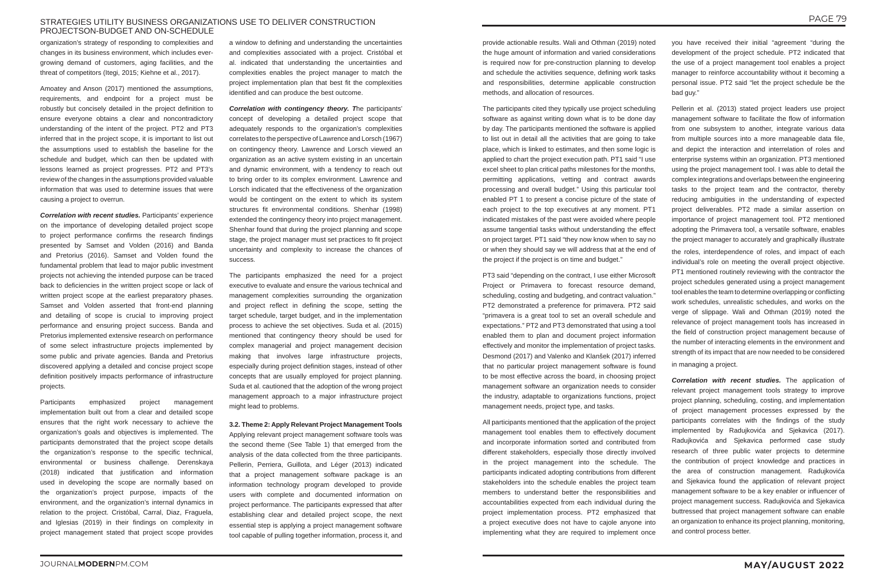organization's strategy of responding to complexities and changes in its business environment, which includes ever-growing demand of customers, aging facilities, and the threat of competitors (Itegi, 2015; Kiehne et al., 2017).

Amoatey and Anson (2017) mentioned the assumptions, requirements, and endpoint for a project must be robustly but concisely detailed in the project definition to ensure everyone obtains a clear and noncontradictory understanding of the intent of the project. PT2 and PT3 inferred that in the project scope, it is important to list out the assumptions used to establish the baseline for the schedule and budget, which can then be updated with lessons learned as project progresses. PT2 and PT3's review of the changes in the assumptions provided valuable information that was used to determine issues that were causing a project to overrun.

***Correlation with recent studies.*** Participants' experience on the importance of developing detailed project scope to project performance confirms the research findings presented by Samset and Volden (2016) and Banda and Pretorius (2016). Samset and Volden found the fundamental problem that lead to major public investment projects not achieving the intended purpose can be traced back to deficiencies in the written project scope or lack of written project scope at the earliest preparatory phases. Samset and Volden asserted that front-end planning and detailing of scope is crucial to improving project performance and ensuring project success. Banda and Pretorius implemented extensive research on performance of some select infrastructure projects implemented by some public and private agencies. Banda and Pretorius discovered applying a detailed and concise project scope definition positively impacts performance of infrastructure projects.

Participants emphasized project management implementation built out from a clear and detailed scope ensures that the right work necessary to achieve the organization's goals and objectives is implemented. The participants demonstrated that the project scope details the organization's response to the specific technical, environmental or business challenge. Derenskaya (2018) indicated that justification and information used in developing the scope are normally based on the organization's project purpose, impacts of the environment, and the organization's internal dynamics in relation to the project. Cristóbal, Carral, Diaz, Fraguela, and Iglesias (2019) in their findings on complexity in project management stated that project scope provides a window to defining and understanding the uncertainties and complexities associated with a project. Cristóbal et al. indicated that understanding the uncertainties and complexities enables the project manager to match the project implementation plan that best fit the complexities identified and can produce the best outcome.

***Correlation with contingency theory.*** The participants' concept of developing a detailed project scope that adequately responds to the organization's complexities correlates to the perspective of Lawrence and Lorsch (1967) on contingency theory. Lawrence and Lorsch viewed an organization as an active system existing in an uncertain and dynamic environment, with a tendency to reach out to bring order to its complex environment. Lawrence and Lorsch indicated that the effectiveness of the organization would be contingent on the extent to which its system structures fit environmental conditions. Shenhar (1998) extended the contingency theory into project management. Shenhar found that during the project planning and scope stage, the project manager must set practices to fit project uncertainty and complexity to increase the chances of success.

The participants emphasized the need for a project executive to evaluate and ensure the various technical and management complexities surrounding the organization and project reflect in defining the scope, setting the target schedule, target budget, and in the implementation process to achieve the set objectives. Suda et al. (2015) mentioned that contingency theory should be used for complex managerial and project management decision making that involves large infrastructure projects, especially during project definition stages, instead of other concepts that are usually employed for project planning. Suda et al. cautioned that the adoption of the wrong project management approach to a major infrastructure project might lead to problems.

**3.2. Theme 2: Apply Relevant Project Management Tools**

Applying relevant project management software tools was the second theme (See Table 1) that emerged from the analysis of the data collected from the three participants. Pellerin, Perriera, Guillota, and Léger (2013) indicated that a project management software package is an information technology program developed to provide users with complete and documented information on project performance. The participants expressed that after establishing clear and detailed project scope, the next essential step is applying a project management software tool capable of pulling together information, process it, and provide actionable results. Wali and Othman (2019) noted the huge amount of information and varied considerations is required now for pre-construction planning to develop and schedule the activities sequence, defining work tasks and responsibilities, determine applicable construction methods, and allocation of resources.

The participants cited they typically use project scheduling software as against writing down what is to be done day by day. The participants mentioned the software is applied to list out in detail all the activities that are going to take place, which is linked to estimates, and then some logic is applied to chart the project execution path. PT1 said "I use excel sheet to plan critical paths milestones for the months, permitting applications, vetting and contract awards processing and overall budget." Using this particular tool enabled PT 1 to present a concise picture of the state of each project to the top executives at any moment. PT1 indicated mistakes of the past were avoided where people assume tangential tasks without understanding the effect on project target. PT1 said "they now know when to say no or when they should say we will address that at the end of the project if the project is on time and budget."

PT3 said "depending on the contract, I use either Microsoft Project or Primavera to forecast resource demand, scheduling, costing and budgeting, and contract valuation." PT2 demonstrated a preference for primavera. PT2 said "primavera is a great tool to set an overall schedule and expectations." PT2 and PT3 demonstrated that using a tool enabled them to plan and document project information effectively and monitor the implementation of project tasks. Desmond (2017) and Valenko and Klanšek (2017) inferred that no particular project management software is found to be most effective across the board, in choosing project management software an organization needs to consider the industry, adaptable to organizations functions, project management needs, project type, and tasks.

All participants mentioned that the application of the project management tool enables them to effectively document and incorporate information sorted and contributed from different stakeholders, especially those directly involved in the project management into the schedule. The participants indicated adopting contributions from different stakeholders into the schedule enables the project team members to understand better the responsibilities and accountabilities expected from each individual during the project implementation process. PT2 emphasized that a project executive does not have to cajole anyone into implementing what they are required to implement once you have received their initial "agreement "during the development of the project schedule. PT2 indicated that the use of a project management tool enables a project manager to reinforce accountability without it becoming a personal issue. PT2 said "let the project schedule be the bad guy."

Pellerin et al. (2013) stated project leaders use project management software to facilitate the flow of information from one subsystem to another, integrate various data from multiple sources into a more manageable data file, and depict the interaction and interrelation of roles and enterprise systems within an organization. PT3 mentioned using the project management tool. I was able to detail the complex integrations and overlaps between the engineering tasks to the project team and the contractor, thereby reducing ambiguities in the understanding of expected project deliverables. PT2 made a similar assertion on importance of project management tool. PT2 mentioned adopting the Primavera tool, a versatile software, enables the project manager to accurately and graphically illustrate the roles, interdependence of roles, and impact of each individual's role on meeting the overall project objective. PT1 mentioned routinely reviewing with the contractor the project schedules generated using a project management tool enables the team to determine overlapping or conflicting work schedules, unrealistic schedules, and works on the verge of slippage. Wali and Othman (2019) noted the relevance of project management tools has increased in the field of construction project management because of the number of interacting elements in the environment and strength of its impact that are now needed to be considered in managing a project.

***Correlation with recent studies.*** The application of relevant project management tools strategy to improve project planning, scheduling, costing, and implementation of project management processes expressed by the participants correlates with the findings of the study implemented by Radujkovića and Sjekavica (2017). Radujkovića and Sjekavica performed case study research of three public water projects to determine the contribution of project knowledge and practices in the area of construction management. Radujkovića and Sjekavica found the application of relevant project management software to be a key enabler or influencer of project management success. Radujkovića and Sjekavica buttressed that project management software can enable an organization to enhance its project planning, monitoring, and control process better.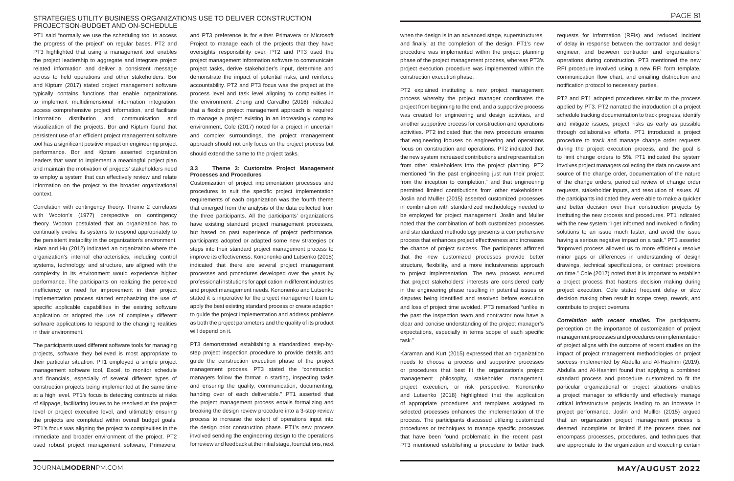PT1 said "normally we use the scheduling tool to access the progress of the project" on regular bases. PT2 and PT3 highlighted that using a management tool enables the project leadership to aggregate and integrate project related information and deliver a consistent message across to field operations and other stakeholders. Bor and Kiptum (2017) stated project management software typically contains functions that enable organizations to implement multidimensional information integration, access comprehensive project information, and facilitate information distribution and communication and visualization of the projects. Bor and Kiptum found that persistent use of an efficient project management software tool has a significant positive impact on engineering project performance. Bor and Kiptum asserted organization leaders that want to implement a meaningful project plan and maintain the motivation of projects' stakeholders need to employ a system that can effectively review and relate information on the project to the broader organizational context.

Correlation with contingency theory. Theme 2 correlates with Wooton's (1977) perspective on contingency theory. Wooton postulated that an organization has to continually evolve its systems to respond appropriately to the persistent instability in the organization's environment. Islam and Hu (2012) indicated an organization where the organization's internal characteristics, including control systems, technology, and structure, are aligned with the complexity in its environment would experience higher performance. The participants on realizing the perceived inefficiency or need for improvement in their project implementation process started emphasizing the use of specific applicable capabilities in the existing software application or adopted the use of completely different software applications to respond to the changing realities in their environment.

The participants used different software tools for managing projects, software they believed is most appropriate to their particular situation. PT1 employed a simple project management software tool, Excel, to monitor schedule and financials, especially of several different types of construction projects being implemented at the same time at a high level. PT1's focus is detecting contracts at risks of slippage, facilitating issues to be resolved at the project level or project executive level, and ultimately ensuring the projects are completed within overall budget goals. PT1's focus was aligning the project to complexities in the immediate and broader environment of the project. PT2 used robust project management software, Primavera, and PT3 preference is for either Primavera or Microsoft Project to manage each of the projects that they have oversights responsibility over. PT2 and PT3 used the project management information software to communicate project tasks, derive stakeholder's input, determine and demonstrate the impact of potential risks, and reinforce accountability. PT2 and PT3 focus was the project at the process level and task level aligning to complexities in the environment. Zheng and Carvalho (2016) indicated that a flexible project management approach is required to manage a project existing in an increasingly complex environment. Cole (2017) noted for a project in uncertain and complex surroundings, the project management approach should not only focus on the project process but should extend the same to the project tasks.

### 3.3 Theme 3: Customize Project Management Processes and Procedures

Customization of project implementation processes and procedures to suit the specific project implementation requirements of each organization was the fourth theme that emerged from the analysis of the data collected from the three participants. All the participants' organizations have existing standard project management processes, but based on past experience of project performance, participants adopted or adapted some new strategies or steps into their standard project management process to improve its effectiveness. Kononenko and Lutsenko (2018) indicated that there are several project management processes and procedures developed over the years by professional institutions for application in different industries and project management needs. Kononenko and Lutsenko stated it is imperative for the project management team to apply the best existing standard process or create adaption to guide the project implementation and address problems as both the project parameters and the quality of its product will depend on it.

PT3 demonstrated establishing a standardized step-by-step project inspection procedure to provide details and guide the construction execution phase of the project management process. PT3 stated the "construction managers follow the format in starting, inspecting tasks and ensuring the quality, communication, documenting, handing over of each deliverable." PT1 asserted that the project management process entails formalizing and breaking the design review procedure into a 3-step review process to increase the extent of operations input into the design prior construction phase. PT1's new process involved sending the engineering design to the operations for review and feedback at the initial stage, foundations, next when the design is in an advanced stage, superstructures, and finally, at the completion of the design. PT1's new procedure was implemented within the project planning phase of the project management process, whereas PT3's project execution procedure was implemented within the construction execution phase.

PT2 explained instituting a new project management process whereby the project manager coordinates the project from beginning to the end, and a supportive process was created for engineering and design activities, and another supportive process for construction and operations activities. PT2 indicated that the new procedure ensures that engineering focuses on engineering and operations focus on construction and operations. PT2 indicated that the new system increased contributions and representation from other stakeholders into the project planning. PT2 mentioned "in the past engineering just run their project from the inception to completion," and that engineering permitted limited contributions from other stakeholders. Joslin and Mulller (2015) asserted customized processes in combination with standardized methodology needed to be employed for project management. Joslin and Muller noted that the combination of both customized processes and standardized methodology presents a comprehensive process that enhances project effectiveness and increases the chance of project success. The participants affirmed that the new customized processes provide better structure, flexibility, and a more inclusiveness approach to project implementation. The new process ensured that project stakeholders' interests are considered early in the engineering phase resulting in potential issues or disputes being identified and resolved before execution and loss of project time avoided. PT3 remarked "unlike in the past the inspection team and contractor now have a clear and concise understanding of the project manager's expectations, especially in terms scope of each specific task."

Karaman and Kurt (2015) expressed that an organization needs to choose a process and supportive processes or procedures that best fit the organization's project management philosophy, stakeholder management, project execution, or risk perspective. Kononenko and Lutsenko (2018) highlighted that the application of appropriate procedures and templates assigned to selected processes enhances the implementation of the process. The participants discussed utilizing customized procedures or techniques to manage specific processes that have been found problematic in the recent past. PT3 mentioned establishing a procedure to better track requests for information (RFIs) and reduced incident of delay in response between the contractor and design engineer, and between contractor and organizations' operations during construction. PT3 documented the new RFI procedure involved using a new RFI form template, communication flow chart, and emailing distribution and notification protocol to necessary parties.

PT2 and PT1 adopted procedures similar to the process applied by PT3. PT2 narrated the introduction of a project schedule tracking documentation to track progress, identify and mitigate issues, project risks as early as possible through collaborative efforts. PT1 introduced a project procedure to track and manage change order requests during the project execution process, and the goal is to limit change orders to 5%. PT1 indicated the system involves project managers collecting the data on cause and source of the change order, documentation of the nature of the change orders, periodical review of change order requests, stakeholder inputs, and resolution of issues. All the participants indicated they were able to make a quicker and better decision over their construction projects by instituting the new process and procedures. PT1 indicated with the new system "I get informed and involved in finding solutions to an issue much faster, and avoid the issue having a serious negative impact on a task." PT3 asserted "improved process allowed us to more efficiently resolve minor gaps or differences in understanding of design drawings, technical specifications, or contract provisions on time." Cole (2017) noted that it is important to establish a project process that hastens decision making during project execution. Cole stated frequent delay or slow decision making often result in scope creep, rework, and contribute to project overruns.

***Correlation with recent studies.*** The participants› perception on the importance of customization of project management processes and procedures on implementation of project aligns with the outcome of recent studies on the impact of project management methodologies on project success implemented by Abdulla and Al-Hashimi (2019). Abdulla and Al-Hashimi found that applying a combined standard process and procedure customized to fit the particular organizational or project situations enables a project manager to efficiently and effectively manage critical infrastructure projects leading to an increase in project performance. Joslin and Mulller (2015) argued that an organization project management process is deemed incomplete or limited if the process does not encompass processes, procedures, and techniques that are appropriate to the organization and executing certain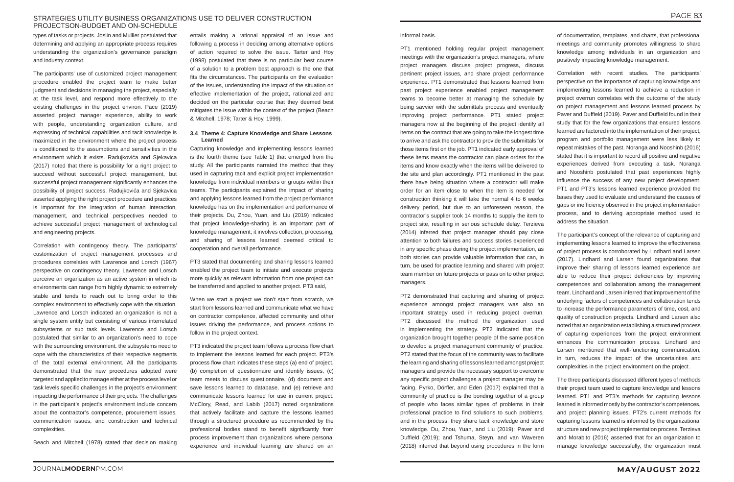types of tasks or projects. Joslin and Mulller postulated that determining and applying an appropriate process requires understanding the organization's governance paradigm and industry context.

The participants' use of customized project management procedure enabled the project team to make better judgment and decisions in managing the project, especially at the task level, and respond more effectively to the existing challenges in the project environ. Pace (2019) asserted project manager experience, ability to work with people, understanding organization culture, and expressing of technical capabilities and tacit knowledge is maximized in the environment where the project process is conditioned to the assumptions and sensitivities in the environment which it exists. Radujkovića and Sjekavica (2017) noted that there is possibility for a right project to succeed without successful project management, but successful project management significantly enhances the possibility of project success. Radujkovića and Sjekavica asserted applying the right project procedure and practices is important for the integration of human interaction, management, and technical perspectives needed to achieve successful project management of technological and engineering projects.

Correlation with contingency theory. The participants' customization of project management processes and procedures correlates with Lawrence and Lorsch (1967) perspective on contingency theory. Lawrence and Lorsch perceive an organization as an active system in which its environments can range from highly dynamic to extremely stable and tends to reach out to bring order to this complex environment to effectively cope with the situation. Lawrence and Lorsch indicated an organization is not a single system entity but consisting of various interrelated subsystems or sub task levels. Lawrence and Lorsch postulated that similar to an organization's need to cope with the surrounding environment, the subsystems need to cope with the characteristics of their respective segments of the total external environment. All the participants demonstrated that the new procedures adopted were targeted and applied to manage either at the process level or task levels specific challenges in the project's environment impacting the performance of their projects. The challenges in the participant's project's environment include concern about the contractor's competence, procurement issues, communication issues, and construction and technical complexities.

Beach and Mitchell (1978) stated that decision making entails making a rational appraisal of an issue and following a process in deciding among alternative options of action required to solve the issue. Tarter and Hoy (1998) postulated that there is no particular best course of a solution to a problem best approach is the one that fits the circumstances. The participants on the evaluation of the issues, understanding the impact of the situation on effective implementation of the project, rationalized and decided on the particular course that they deemed best mitigates the issue within the context of the project (Beach & Mitchell, 1978; Tarter & Hoy, 1999).

### 3.4 Theme 4: Capture Knowledge and Share Lessons Learned

Capturing knowledge and implementing lessons learned is the fourth theme (see Table 1) that emerged from the study. All the participants narrated the method that they used in capturing tacit and explicit project implementation knowledge from individual members or groups within their teams. The participants explained the impact of sharing and applying lessons learned from the project performance knowledge has on the implementation and performance of their projects. Du, Zhou, Yuan, and Liu (2019) indicated that project knowledge-sharing is an important part of knowledge management; it involves collection, processing, and sharing of lessons learned deemed critical to cooperation and overall performance.

PT3 stated that documenting and sharing lessons learned enabled the project team to initiate and execute projects more quickly as relevant information from one project can be transferred and applied to another project. PT3 said,

When we start a project we don't start from scratch, we start from lessons learned and communicate what we have on contractor competence, affected community and other issues driving the performance, and process options to follow in the project context.

PT3 indicated the project team follows a process flow chart to implement the lessons learned for each project. PT3's process flow chart indicates these steps (a) end of project, (b) completion of questionnaire and identify issues, (c) team meets to discuss questionnaire, (d) document and save lessons learned to database, and (e) retrieve and communicate lessons learned for use in current project. McClory, Read, and Labib (2017) noted organizations that actively facilitate and capture the lessons learned through a structured procedure as recommended by the professional bodies stand to benefit significantly from process improvement than organizations where personal experience and individual learning are shared on an informal basis.

PT1 mentioned holding regular project management meetings with the organization's project managers, where project managers discuss project progress, discuss pertinent project issues, and share project performance experience. PT1 demonstrated that lessons learned from past project experience enabled project management teams to become better at managing the schedule by being savvier with the submittals process and eventually improving project performance. PT1 stated project managers now at the beginning of the project identify all items on the contract that are going to take the longest time to arrive and ask the contractor to provide the submittals for those items first on the job. PT1 indicated early approval of these items means the contractor can place orders for the items and know exactly when the items will be delivered to the site and plan accordingly. PT1 mentioned in the past there have being situation where a contractor will make order for an item close to when the item is needed for construction thinking it will take the normal 4 to 6 weeks delivery period, but due to an unforeseen reason, the contractor's supplier took 14 months to supply the item to project site, resulting in serious schedule delay. Terzieva (2014) inferred that project manager should pay close attention to both failures and success stories experienced in any specific phase during the project implementation, as both stories can provide valuable information that can, in turn, be used for practice learning and shared with project team member on future projects or pass on to other project managers.

PT2 demonstrated that capturing and sharing of project experience amongst project managers was also an important strategy used in reducing project overrun. PT2 discussed the method the organization used in implementing the strategy. PT2 indicated that the organization brought together people of the same position to develop a project management community of practice. PT2 stated that the focus of the community was to facilitate the learning and sharing of lessons learned amongst project managers and provide the necessary support to overcome any specific project challenges a project manager may be facing. Pyrko, Dörfler, and Eden (2017) explained that a community of practice is the bonding together of a group of people who faces similar types of problems in their professional practice to find solutions to such problems, and in the process, they share tacit knowledge and store knowledge. Du, Zhou, Yuan, and Liu (2019); Paver and Duffield (2019); and Tshuma, Steyn, and van Waveren (2018) inferred that beyond using procedures in the form of documentation, templates, and charts, that professional meetings and community promotes willingness to share knowledge among individuals in an organization and positively impacting knowledge management.

Correlation with recent studies. The participants' perspective on the importance of capturing knowledge and implementing lessons learned to achieve a reduction in project overrun correlates with the outcome of the study on project management and lessons learned process by Paver and Duffield (2019). Paver and Duffield found in their study that for the few organizations that ensured lessons learned are factored into the implementation of their project, program and portfolio management were less likely to repeat mistakes of the past. Noranga and Nooshinb (2016) stated that it is important to record all positive and negative experiences derived from executing a task. Noranga and Nooshinb postulated that past experiences highly influence the success of any new project development. PT1 and PT3's lessons learned experience provided the bases they used to evaluate and understand the causes of gaps or inefficiency observed in the project implementation process, and to deriving appropriate method used to address the situation.

The participant's concept of the relevance of capturing and implementing lessons learned to improve the effectiveness of project process is corroborated by Lindhard and Larsen (2017). Lindhard and Larsen found organizations that improve their sharing of lessons learned experience are able to reduce their project deficiencies by improving competences and collaboration among the management team. Lindhard and Larsen inferred that improvement of the underlying factors of competences and collaboration tends to increase the performance parameters of time, cost, and quality of construction projects. Lindhard and Larsen also noted that an organization establishing a structured process of capturing experiences from the project environment enhances the communication process. Lindhard and Larsen mentioned that well-functioning communication, in turn, reduces the impact of the uncertainties and complexities in the project environment on the project.

The three participants discussed different types of methods their project team used to capture knowledge and lessons learned. PT1 and PT3's methods for capturing lessons learned is informed mostly by the contractor's competences, and project planning issues. PT2's current methods for capturing lessons learned is informed by the organizational structure and new project implementation process. Terzieva and Morabito (2016) asserted that for an organization to manage knowledge successfully, the organization must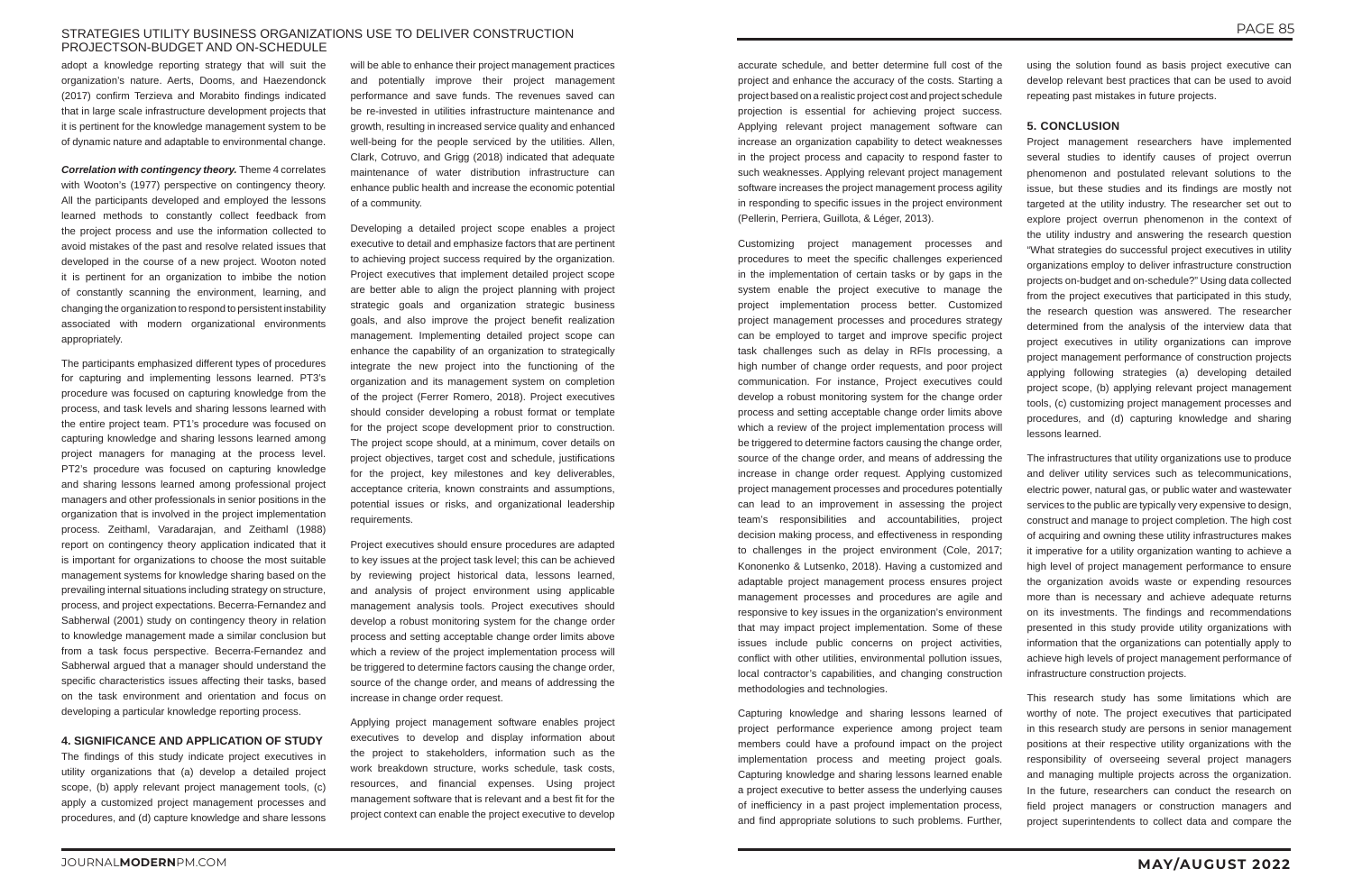adopt a knowledge reporting strategy that will suit the organization's nature. Aerts, Dooms, and Haezendonck (2017) confirm Terzieva and Morabito findings indicated that in large scale infrastructure development projects that it is pertinent for the knowledge management system to be of dynamic nature and adaptable to environmental change.

***Correlation with contingency theory.*** Theme 4 correlates with Wooton's (1977) perspective on contingency theory. All the participants developed and employed the lessons learned methods to constantly collect feedback from the project process and use the information collected to avoid mistakes of the past and resolve related issues that developed in the course of a new project. Wooton noted it is pertinent for an organization to imbibe the notion of constantly scanning the environment, learning, and changing the organization to respond to persistent instability associated with modern organizational environments appropriately.

The participants emphasized different types of procedures for capturing and implementing lessons learned. PT3's procedure was focused on capturing knowledge from the process, and task levels and sharing lessons learned with the entire project team. PT1's procedure was focused on capturing knowledge and sharing lessons learned among project managers for managing at the process level. PT2's procedure was focused on capturing knowledge and sharing lessons learned among professional project managers and other professionals in senior positions in the organization that is involved in the project implementation process. Zeithaml, Varadarajan, and Zeithaml (1988) report on contingency theory application indicated that it is important for organizations to choose the most suitable management systems for knowledge sharing based on the prevailing internal situations including strategy on structure, process, and project expectations. Becerra-Fernandez and Sabherwal (2001) study on contingency theory in relation to knowledge management made a similar conclusion but from a task focus perspective. Becerra-Fernandez and Sabherwal argued that a manager should understand the specific characteristics issues affecting their tasks, based on the task environment and orientation and focus on developing a particular knowledge reporting process.

## 4. SIGNIFICANCE AND APPLICATION OF STUDY

The findings of this study indicate project executives in utility organizations that (a) develop a detailed project scope, (b) apply relevant project management tools, (c) apply a customized project management processes and procedures, and (d) capture knowledge and share lessons will be able to enhance their project management practices and potentially improve their project management performance and save funds. The revenues saved can be re-invested in utilities infrastructure maintenance and growth, resulting in increased service quality and enhanced well-being for the people serviced by the utilities. Allen, Clark, Cotruvo, and Grigg (2018) indicated that adequate maintenance of water distribution infrastructure can enhance public health and increase the economic potential of a community.

Developing a detailed project scope enables a project executive to detail and emphasize factors that are pertinent to achieving project success required by the organization. Project executives that implement detailed project scope are better able to align the project planning with project strategic goals and organization strategic business goals, and also improve the project benefit realization management. Implementing detailed project scope can enhance the capability of an organization to strategically integrate the new project into the functioning of the organization and its management system on completion of the project (Ferrer Romero, 2018). Project executives should consider developing a robust format or template for the project scope development prior to construction. The project scope should, at a minimum, cover details on project objectives, target cost and schedule, justifications for the project, key milestones and key deliverables, acceptance criteria, known constraints and assumptions, potential issues or risks, and organizational leadership requirements.

Project executives should ensure procedures are adapted to key issues at the project task level; this can be achieved by reviewing project historical data, lessons learned, and analysis of project environment using applicable management analysis tools. Project executives should develop a robust monitoring system for the change order process and setting acceptable change order limits above which a review of the project implementation process will be triggered to determine factors causing the change order, source of the change order, and means of addressing the increase in change order request.

Applying project management software enables project executives to develop and display information about the project to stakeholders, information such as the work breakdown structure, works schedule, task costs, resources, and financial expenses. Using project management software that is relevant and a best fit for the project context can enable the project executive to develop accurate schedule, and better determine full cost of the project and enhance the accuracy of the costs. Starting a project based on a realistic project cost and project schedule projection is essential for achieving project success. Applying relevant project management software can increase an organization capability to detect weaknesses in the project process and capacity to respond faster to such weaknesses. Applying relevant project management software increases the project management process agility in responding to specific issues in the project environment (Pellerin, Perriera, Guillota, & Léger, 2013).

Customizing project management processes and procedures to meet the specific challenges experienced in the implementation of certain tasks or by gaps in the system enable the project executive to manage the project implementation process better. Customized project management processes and procedures strategy can be employed to target and improve specific project task challenges such as delay in RFIs processing, a high number of change order requests, and poor project communication. For instance, Project executives could develop a robust monitoring system for the change order process and setting acceptable change order limits above which a review of the project implementation process will be triggered to determine factors causing the change order, source of the change order, and means of addressing the increase in change order request. Applying customized project management processes and procedures potentially can lead to an improvement in assessing the project team's responsibilities and accountabilities, project decision making process, and effectiveness in responding to challenges in the project environment (Cole, 2017; Kononenko & Lutsenko, 2018). Having a customized and adaptable project management process ensures project management processes and procedures are agile and responsive to key issues in the organization's environment that may impact project implementation. Some of these issues include public concerns on project activities, conflict with other utilities, environmental pollution issues, local contractor's capabilities, and changing construction methodologies and technologies.

Capturing knowledge and sharing lessons learned of project performance experience among project team members could have a profound impact on the project implementation process and meeting project goals. Capturing knowledge and sharing lessons learned enable a project executive to better assess the underlying causes of inefficiency in a past project implementation process, and find appropriate solutions to such problems. Further, using the solution found as basis project executive can develop relevant best practices that can be used to avoid repeating past mistakes in future projects.

## 5. CONCLUSION

Project management researchers have implemented several studies to identify causes of project overrun phenomenon and postulated relevant solutions to the issue, but these studies and its findings are mostly not targeted at the utility industry. The researcher set out to explore project overrun phenomenon in the context of the utility industry and answering the research question "What strategies do successful project executives in utility organizations employ to deliver infrastructure construction projects on-budget and on-schedule?" Using data collected from the project executives that participated in this study, the research question was answered. The researcher determined from the analysis of the interview data that project executives in utility organizations can improve project management performance of construction projects applying following strategies (a) developing detailed project scope, (b) applying relevant project management tools, (c) customizing project management processes and procedures, and (d) capturing knowledge and sharing lessons learned.

The infrastructures that utility organizations use to produce and deliver utility services such as telecommunications, electric power, natural gas, or public water and wastewater services to the public are typically very expensive to design, construct and manage to project completion. The high cost of acquiring and owning these utility infrastructures makes it imperative for a utility organization wanting to achieve a high level of project management performance to ensure the organization avoids waste or expending resources more than is necessary and achieve adequate returns on its investments. The findings and recommendations presented in this study provide utility organizations with information that the organizations can potentially apply to achieve high levels of project management performance of infrastructure construction projects.

This research study has some limitations which are worthy of note. The project executives that participated in this research study are persons in senior management positions at their respective utility organizations with the responsibility of overseeing several project managers and managing multiple projects across the organization. In the future, researchers can conduct the research on field project managers or construction managers and project superintendents to collect data and compare the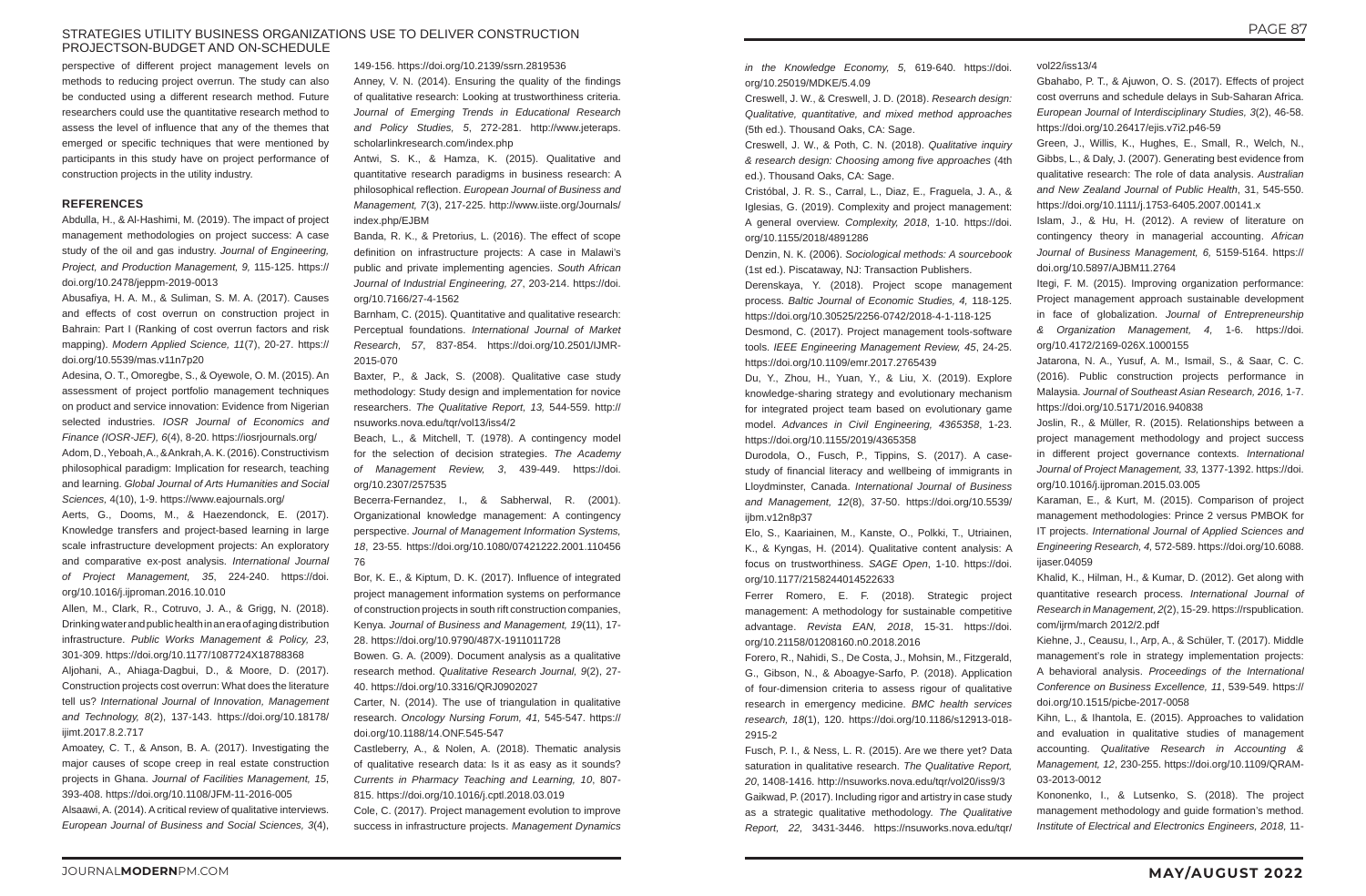perspective of different project management levels on methods to reducing project overrun. The study can also be conducted using a different research method. Future researchers could use the quantitative research method to assess the level of influence that any of the themes that emerged or specific techniques that were mentioned by participants in this study have on project performance of construction projects in the utility industry.

## REFERENCES

Abdulla, H., & Al-Hashimi, M. (2019). The impact of project management methodologies on project success: A case study of the oil and gas industry. *Journal of Engineering, Project, and Production Management, 9*, 115-125. https://doi.org/10.2478/jeppm-2019-0013

Abusafiya, H. A. M., & Suliman, S. M. A. (2017). Causes and effects of cost overrun on construction project in Bahrain: Part I (Ranking of cost overrun factors and risk mapping). *Modern Applied Science, 11*(7), 20-27. https://doi.org/10.5539/mas.v11n7p20

Adesina, O. T., Omoregbe, S., & Oyewole, O. M. (2015). An assessment of project portfolio management techniques on product and service innovation: Evidence from Nigerian selected industries. *IOSR Journal of Economics and Finance (IOSR-JEF), 6*(4), 8-20. https://iosrjournals.org/

Adom, D., Yeboah, A., & Ankrah, A. K. (2016). Constructivism philosophical paradigm: Implication for research, teaching and learning. *Global Journal of Arts Humanities and Social Sciences*, 4(10), 1-9. https://www.eajournals.org/

Aerts, G., Dooms, M., & Haezendonck, E. (2017). Knowledge transfers and project-based learning in large scale infrastructure development projects: An exploratory and comparative ex-post analysis. *International Journal of Project Management, 35*, 224-240. https://doi.org/10.1016/j.ijproman.2016.10.010

Allen, M., Clark, R., Cotruvo, J. A., & Grigg, N. (2018). Drinking water and public health in an era of aging distribution infrastructure. *Public Works Management & Policy, 23*, 301-309. https://doi.org/10.1177/1087724X18788368

Aljohani, A., Ahiaga-Dagbui, D., & Moore, D. (2017). Construction projects cost overrun: What does the literature tell us? *International Journal of Innovation, Management and Technology, 8*(2), 137-143. https://doi.org/10.18178/ijimt.2017.8.2.717

Amoatey, C. T., & Anson, B. A. (2017). Investigating the major causes of scope creep in real estate construction projects in Ghana. *Journal of Facilities Management, 15*, 393-408. https://doi.org/10.1108/JFM-11-2016-005

Alsaawi, A. (2014). A critical review of qualitative interviews. *European Journal of Business and Social Sciences, 3*(4), 149-156. https://doi.org/10.2139/ssrn.2819536

Anney, V. N. (2014). Ensuring the quality of the findings of qualitative research: Looking at trustworthiness criteria. *Journal of Emerging Trends in Educational Research and Policy Studies, 5*, 272-281. http://www.jeteraps.scholarlinkresearch.com/index.php

Antwi, S. K., & Hamza, K. (2015). Qualitative and quantitative research paradigms in business research: A philosophical reflection. *European Journal of Business and Management, 7*(3), 217-225. http://www.iiste.org/Journals/index.php/EJBM

Banda, R. K., & Pretorius, L. (2016). The effect of scope definition on infrastructure projects: A case in Malawi's public and private implementing agencies. *South African Journal of Industrial Engineering, 27*, 203-214. https://doi.org/10.7166/27-4-1562

Barnham, C. (2015). Quantitative and qualitative research: Perceptual foundations. *International Journal of Market Research, 57*, 837-854. https://doi.org/10.2501/IJMR-2015-070

Baxter, P., & Jack, S. (2008). Qualitative case study methodology: Study design and implementation for novice researchers. *The Qualitative Report, 13*, 544-559. http://nsuworks.nova.edu/tqr/vol13/iss4/2

Beach, L., & Mitchell, T. (1978). A contingency model for the selection of decision strategies. *The Academy of Management Review, 3*, 439-449. https://doi.org/10.2307/257535

Becerra-Fernandez, I., & Sabherwal, R. (2001). Organizational knowledge management: A contingency perspective. *Journal of Management Information Systems, 18*, 23-55. https://doi.org/10.1080/07421222.2001.11045676

Bor, K. E., & Kiptum, D. K. (2017). Influence of integrated project management information systems on performance of construction projects in south rift construction companies, Kenya. *Journal of Business and Management, 19*(11), 17-28. https://doi.org/10.9790/487X-1911011728

Bowen. G. A. (2009). Document analysis as a qualitative research method. *Qualitative Research Journal, 9*(2), 27-40. https://doi.org/10.3316/QRJ0902027

Carter, N. (2014). The use of triangulation in qualitative research. *Oncology Nursing Forum, 41*, 545-547. https://doi.org/10.1188/14.ONF.545-547

Castleberry, A., & Nolen, A. (2018). Thematic analysis of qualitative research data: Is it as easy as it sounds? *Currents in Pharmacy Teaching and Learning, 10*, 807-815. https://doi.org/10.1016/j.cptl.2018.03.019

Cole, C. (2017). Project management evolution to improve success in infrastructure projects. *Management Dynamics in the Knowledge Economy, 5*, 619-640. https://doi.org/10.25019/MDKE/5.4.09

Creswell, J. W., & Creswell, J. D. (2018). *Research design: Qualitative, quantitative, and mixed method approaches* (5th ed.). Thousand Oaks, CA: Sage.

Creswell, J. W., & Poth, C. N. (2018). *Qualitative inquiry & research design: Choosing among five approaches* (4th ed.). Thousand Oaks, CA: Sage.

Cristóbal, J. R. S., Carral, L., Diaz, E., Fraguela, J. A., & Iglesias, G. (2019). Complexity and project management: A general overview. *Complexity, 2018*, 1-10. https://doi.org/10.1155/2018/4891286

Denzin, N. K. (2006). *Sociological methods: A sourcebook* (1st ed.). Piscataway, NJ: Transaction Publishers.

Derenskaya, Y. (2018). Project scope management process. *Baltic Journal of Economic Studies, 4*, 118-125. https://doi.org/10.30525/2256-0742/2018-4-1-118-125

Desmond, C. (2017). Project management tools-software tools. *IEEE Engineering Management Review, 45*, 24-25. https://doi.org/10.1109/emr.2017.2765439

Du, Y., Zhou, H., Yuan, Y., & Liu, X. (2019). Explore knowledge-sharing strategy and evolutionary mechanism for integrated project team based on evolutionary game model. *Advances in Civil Engineering, 4365358*, 1-23. https://doi.org/10.1155/2019/4365358

Durodola, O., Fusch, P., Tippins, S. (2017). A case-study of financial literacy and wellbeing of immigrants in Lloydminster, Canada. *International Journal of Business and Management, 12*(8), 37-50. https://doi.org/10.5539/ijbm.v12n8p37

Elo, S., Kaariainen, M., Kanste, O., Polkki, T., Utriainen, K., & Kyngas, H. (2014). Qualitative content analysis: A focus on trustworthiness. *SAGE Open*, 1-10. https://doi.org/10.1177/2158244014522633

Ferrer Romero, E. F. (2018). Strategic project management: A methodology for sustainable competitive advantage. *Revista EAN, 2018*, 15-31. https://doi.org/10.21158/01208160.n0.2018.2016

Forero, R., Nahidi, S., De Costa, J., Mohsin, M., Fitzgerald, G., Gibson, N., & Aboagye-Sarfo, P. (2018). Application of four-dimension criteria to assess rigour of qualitative research in emergency medicine. *BMC health services research, 18*(1), 120. https://doi.org/10.1186/s12913-018-2915-2

Fusch, P. I., & Ness, L. R. (2015). Are we there yet? Data saturation in qualitative research. *The Qualitative Report, 20*, 1408-1416. http://nsuworks.nova.edu/tqr/vol20/iss9/3

Gaikwad, P. (2017). Including rigor and artistry in case study as a strategic qualitative methodology. *The Qualitative Report, 22*, 3431-3446. https://nsuworks.nova.edu/tqr/vol22/iss13/4

Gbahabo, P. T., & Ajuwon, O. S. (2017). Effects of project cost overruns and schedule delays in Sub-Saharan Africa. *European Journal of Interdisciplinary Studies, 3*(2), 46-58. https://doi.org/10.26417/ejis.v7i2.p46-59

Green, J., Willis, K., Hughes, E., Small, R., Welch, N., Gibbs, L., & Daly, J. (2007). Generating best evidence from qualitative research: The role of data analysis. *Australian and New Zealand Journal of Public Health*, 31, 545-550. https://doi.org/10.1111/j.1753-6405.2007.00141.x

Islam, J., & Hu, H. (2012). A review of literature on contingency theory in managerial accounting. *African Journal of Business Management, 6*, 5159-5164. https://doi.org/10.5897/AJBM11.2764

Itegi, F. M. (2015). Improving organization performance: Project management approach sustainable development in face of globalization. *Journal of Entrepreneurship & Organization Management, 4*, 1-6. https://doi.org/10.4172/2169-026X.1000155

Jatarona, N. A., Yusuf, A. M., Ismail, S., & Saar, C. C. (2016). Public construction projects performance in Malaysia. *Journal of Southeast Asian Research, 2016*, 1-7. https://doi.org/10.5171/2016.940838

Joslin, R., & Müller, R. (2015). Relationships between a project management methodology and project success in different project governance contexts. *International Journal of Project Management, 33*, 1377-1392. https://doi.org/10.1016/j.ijproman.2015.03.005

Karaman, E., & Kurt, M. (2015). Comparison of project management methodologies: Prince 2 versus PMBOK for IT projects. *International Journal of Applied Sciences and Engineering Research, 4*, 572-589. https://doi.org/10.6088.ijaser.04059

Khalid, K., Hilman, H., & Kumar, D. (2012). Get along with quantitative research process. *International Journal of Research in Management, 2*(2), 15-29. https://rspublication.com/ijrm/march 2012/2.pdf

Kiehne, J., Ceausu, I., Arp, A., & Schüler, T. (2017). Middle management's role in strategy implementation projects: A behavioral analysis. *Proceedings of the International Conference on Business Excellence, 11*, 539-549. https://doi.org/10.1515/picbe-2017-0058

Kihn, L., & Ihantola, E. (2015). Approaches to validation and evaluation in qualitative studies of management accounting. *Qualitative Research in Accounting & Management, 12*, 230-255. https://doi.org/10.1109/QRAM-03-2013-0012

Kononenko, I., & Lutsenko, S. (2018). The project management methodology and guide formation's method. *Institute of Electrical and Electronics Engineers, 2018*, 11-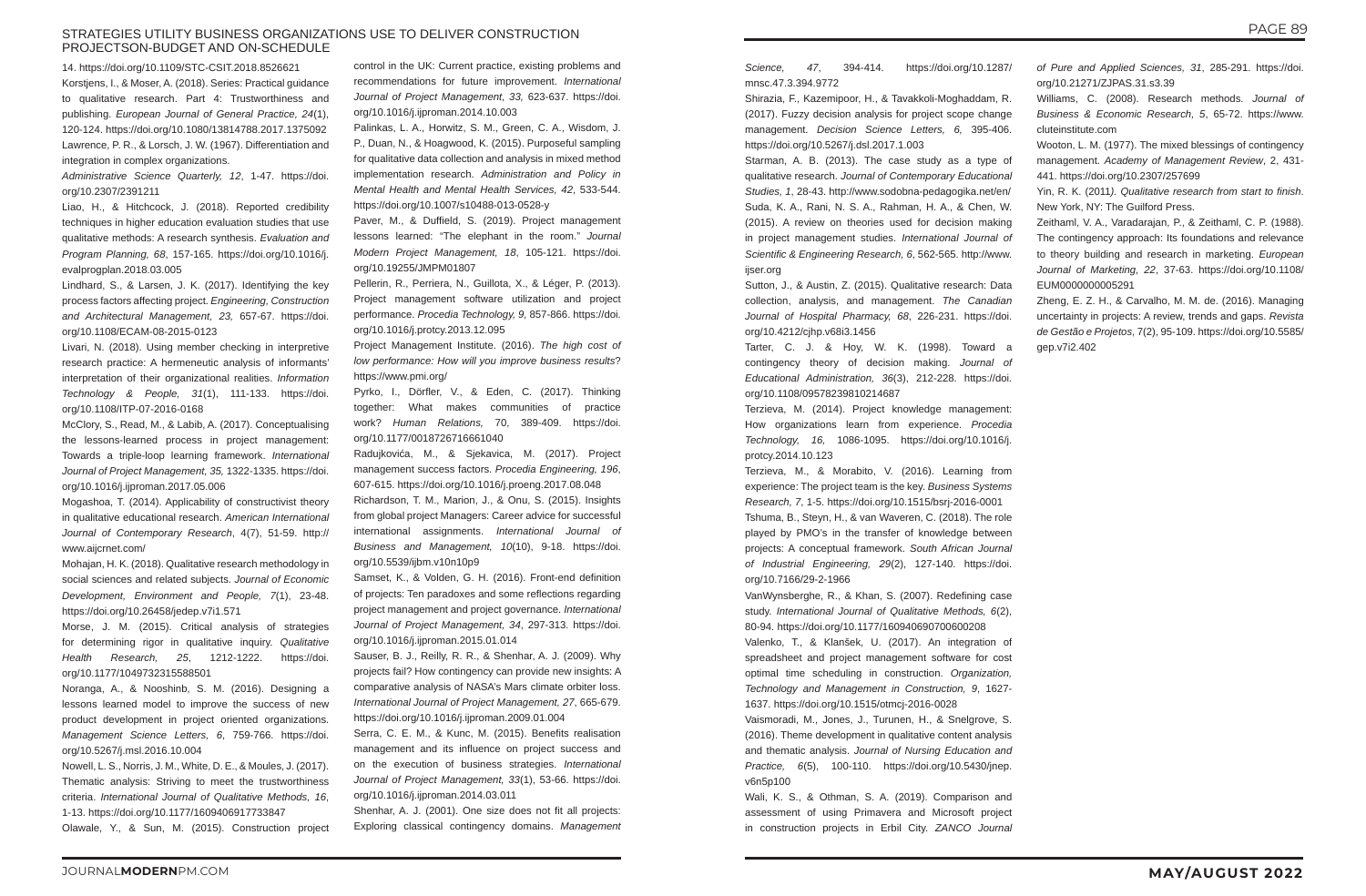14. https://doi.org/10.1109/STC-CSIT.2018.8526621

Korstjens, I., & Moser, A. (2018). Series: Practical guidance to qualitative research. Part 4: Trustworthiness and publishing. *European Journal of General Practice, 24*(1), 120-124. https://doi.org/10.1080/13814788.2017.1375092

Lawrence, P. R., & Lorsch, J. W. (1967). Differentiation and integration in complex organizations. *Administrative Science Quarterly, 12*, 1-47. https://doi.org/10.2307/2391211

Liao, H., & Hitchcock, J. (2018). Reported credibility techniques in higher education evaluation studies that use qualitative methods: A research synthesis. *Evaluation and Program Planning, 68*, 157-165. https://doi.org/10.1016/j.evalprogplan.2018.03.005

Lindhard, S., & Larsen, J. K. (2017). Identifying the key process factors affecting project. *Engineering, Construction and Architectural Management, 23,* 657-67. https://doi.org/10.1108/ECAM-08-2015-0123

Livari, N. (2018). Using member checking in interpretive research practice: A hermeneutic analysis of informants' interpretation of their organizational realities. *Information Technology & People, 31*(1), 111-133. https://doi.org/10.1108/ITP-07-2016-0168

McClory, S., Read, M., & Labib, A. (2017). Conceptualising the lessons-learned process in project management: Towards a triple-loop learning framework. *International Journal of Project Management, 35,* 1322-1335. https://doi.org/10.1016/j.ijproman.2017.05.006

Mogashoa, T. (2014). Applicability of constructivist theory in qualitative educational research. *American International Journal of Contemporary Research*, 4(7), 51-59. http://www.aijcrnet.com/

Mohajan, H. K. (2018). Qualitative research methodology in social sciences and related subjects. *Journal of Economic Development, Environment and People, 7*(1), 23-48. https://doi.org/10.26458/jedep.v7i1.571

Morse, J. M. (2015). Critical analysis of strategies for determining rigor in qualitative inquiry. *Qualitative Health Research, 25*, 1212-1222. https://doi.org/10.1177/1049732315588501

Noranga, A., & Nooshinb, S. M. (2016). Designing a lessons learned model to improve the success of new product development in project oriented organizations. *Management Science Letters, 6*, 759-766. https://doi.org/10.5267/j.msl.2016.10.004

Nowell, L. S., Norris, J. M., White, D. E., & Moules, J. (2017). Thematic analysis: Striving to meet the trustworthiness criteria. *International Journal of Qualitative Methods, 16*, 1-13. https://doi.org/10.1177/1609406917733847

Olawale, Y., & Sun, M. (2015). Construction project control in the UK: Current practice, existing problems and recommendations for future improvement. *International Journal of Project Management, 33,* 623-637. https://doi.org/10.1016/j.ijproman.2014.10.003

Palinkas, L. A., Horwitz, S. M., Green, C. A., Wisdom, J. P., Duan, N., & Hoagwood, K. (2015). Purposeful sampling for qualitative data collection and analysis in mixed method implementation research. *Administration and Policy in Mental Health and Mental Health Services, 42*, 533-544. https://doi.org/10.1007/s10488-013-0528-y

Paver, M., & Duffield, S. (2019). Project management lessons learned: "The elephant in the room." *Journal Modern Project Management, 18*, 105-121. https://doi.org/10.19255/JMPM01807

Pellerin, R., Perriera, N., Guillota, X., & Léger, P. (2013). Project management software utilization and project performance. *Procedia Technology, 9,* 857-866. https://doi.org/10.1016/j.protcy.2013.12.095

Project Management Institute. (2016). *The high cost of low performance: How will you improve business results*? https://www.pmi.org/

Pyrko, I., Dörfler, V., & Eden, C. (2017). Thinking together: What makes communities of practice work? *Human Relations*, 70, 389-409. https://doi.org/10.1177/0018726716661040

Radujkovića, M., & Sjekavica, M. (2017). Project management success factors. *Procedia Engineering, 196*, 607-615. https://doi.org/10.1016/j.proeng.2017.08.048

Richardson, T. M., Marion, J., & Onu, S. (2015). Insights from global project Managers: Career advice for successful international assignments. *International Journal of Business and Management, 10*(10), 9-18. https://doi.org/10.5539/ijbm.v10n10p9

Samset, K., & Volden, G. H. (2016). Front-end definition of projects: Ten paradoxes and some reflections regarding project management and project governance. *International Journal of Project Management, 34*, 297-313. https://doi.org/10.1016/j.ijproman.2015.01.014

Sauser, B. J., Reilly, R. R., & Shenhar, A. J. (2009). Why projects fail? How contingency can provide new insights: A comparative analysis of NASA's Mars climate orbiter loss. *International Journal of Project Management, 27*, 665-679. https://doi.org/10.1016/j.ijproman.2009.01.004

Serra, C. E. M., & Kunc, M. (2015). Benefits realisation management and its influence on project success and on the execution of business strategies. *International Journal of Project Management, 33*(1), 53-66. https://doi.org/10.1016/j.ijproman.2014.03.011

Shenhar, A. J. (2001). One size does not fit all projects: Exploring classical contingency domains. *Management Science, 47*, 394-414. https://doi.org/10.1287/mnsc.47.3.394.9772

Shirazia, F., Kazemipoor, H., & Tavakkoli-Moghaddam, R. (2017). Fuzzy decision analysis for project scope change management. *Decision Science Letters, 6,* 395-406. https://doi.org/10.5267/j.dsl.2017.1.003

Starman, A. B. (2013). The case study as a type of qualitative research. *Journal of Contemporary Educational Studies, 1*, 28-43. http://www.sodobna-pedagogika.net/en/

Suda, K. A., Rani, N. S. A., Rahman, H. A., & Chen, W. (2015). A review on theories used for decision making in project management studies. *International Journal of Scientific & Engineering Research, 6*, 562-565. http://www.ijser.org

Sutton, J., & Austin, Z. (2015). Qualitative research: Data collection, analysis, and management. *The Canadian Journal of Hospital Pharmacy, 68*, 226-231. https://doi.org/10.4212/cjhp.v68i3.1456

Tarter, C. J. & Hoy, W. K. (1998). Toward a contingency theory of decision making. *Journal of Educational Administration, 36*(3), 212-228. https://doi.org/10.1108/09578239810214687

Terzieva, M. (2014). Project knowledge management: How organizations learn from experience. *Procedia Technology, 16,* 1086-1095. https://doi.org/10.1016/j.protcy.2014.10.123

Terzieva, M., & Morabito, V. (2016). Learning from experience: The project team is the key. *Business Systems Research, 7*, 1-5. https://doi.org/10.1515/bsrj-2016-0001

Tshuma, B., Steyn, H., & van Waveren, C. (2018). The role played by PMO's in the transfer of knowledge between projects: A conceptual framework. *South African Journal of Industrial Engineering, 29*(2), 127-140. https://doi.org/10.7166/29-2-1966

VanWynsberghe, R., & Khan, S. (2007). Redefining case study. *International Journal of Qualitative Methods, 6*(2), 80-94. https://doi.org/10.1177/160940690700600208

Valenko, T., & Klanšek, U. (2017). An integration of spreadsheet and project management software for cost optimal time scheduling in construction. *Organization, Technology and Management in Construction, 9*, 1627-1637. https://doi.org/10.1515/otmcj-2016-0028

Vaismoradi, M., Jones, J., Turunen, H., & Snelgrove, S. (2016). Theme development in qualitative content analysis and thematic analysis. *Journal of Nursing Education and Practice, 6*(5), 100-110. https://doi.org/10.5430/jnep.v6n5p100

Wali, K. S., & Othman, S. A. (2019). Comparison and assessment of using Primavera and Microsoft project in construction projects in Erbil City. *ZANCO Journal of Pure and Applied Sciences, 31*, 285-291. https://doi.org/10.21271/ZJPAS.31.s3.39

Williams, C. (2008). Research methods. *Journal of Business & Economic Research*, *5*, 65-72. https://www.cluteinstitute.com

Wooton, L. M. (1977). The mixed blessings of contingency management. *Academy of Management Review*, 2, 431-441. https://doi.org/10.2307/257699

Yin, R. K. (2011*). Qualitative research from start to finish*. New York, NY: The Guilford Press.

Zeithaml, V. A., Varadarajan, P., & Zeithaml, C. P. (1988). The contingency approach: Its foundations and relevance to theory building and research in marketing. *European Journal of Marketing, 22*, 37-63. https://doi.org/10.1108/EUM0000000005291

Zheng, E. Z. H., & Carvalho, M. M. de. (2016). Managing uncertainty in projects: A review, trends and gaps. *Revista de Gestão e Projetos*, 7(2), 95-109. https://doi.org/10.5585/gep.v7i2.402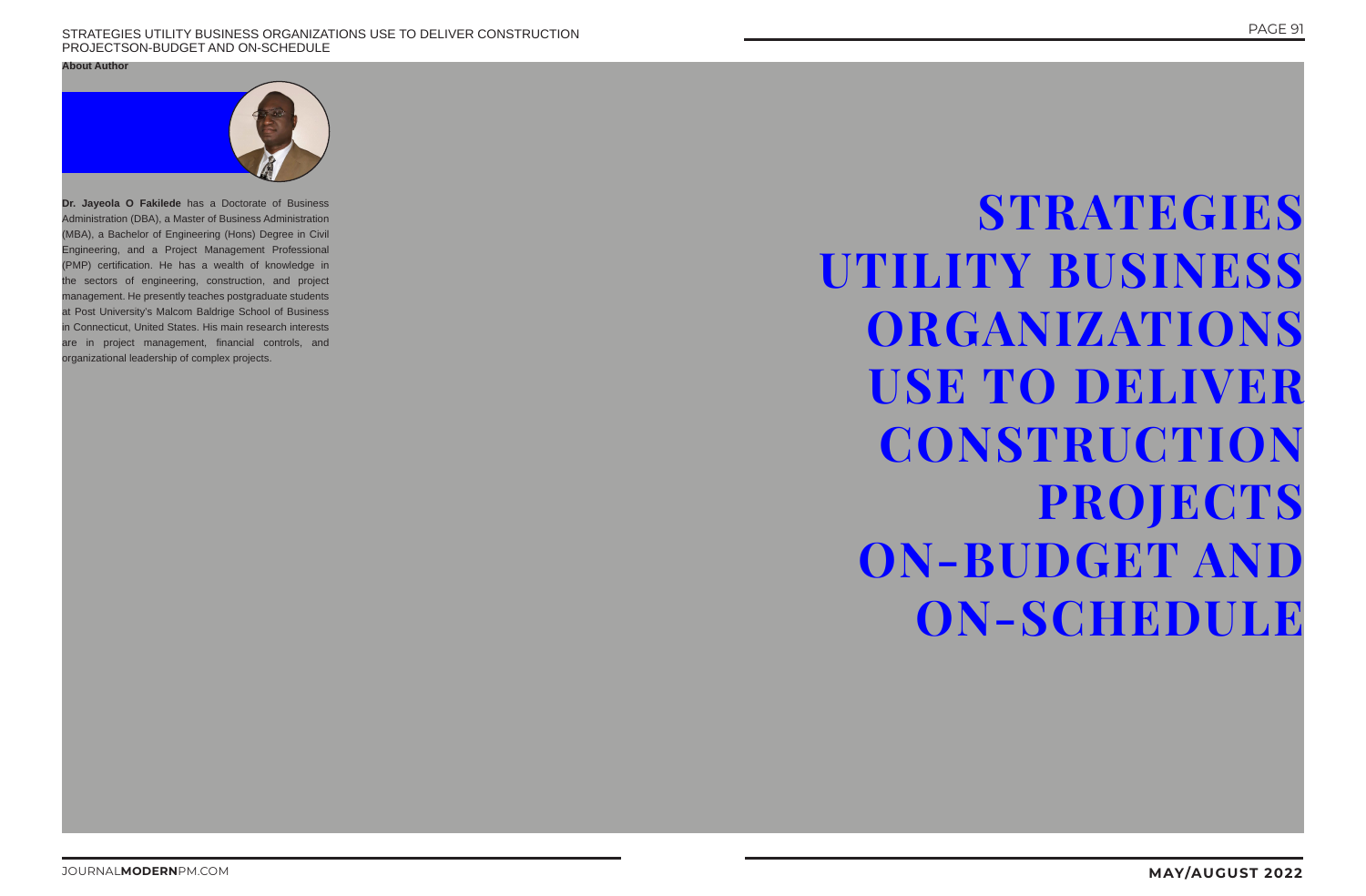**About Author**

**Dr. Jayeola O Fakilede** has a Doctorate of Business Administration (DBA), a Master of Business Administration (MBA), a Bachelor of Engineering (Hons) Degree in Civil Engineering, and a Project Management Professional (PMP) certification. He has a wealth of knowledge in the sectors of engineering, construction, and project management. He presently teaches postgraduate students at Post University's Malcom Baldrige School of Business in Connecticut, United States. His main research interests are in project management, financial controls, and organizational leadership of complex projects.

# STRATEGIES UTILITY BUSINESS ORGANIZATIONS USE TO DELIVER CONSTRUCTION PROJECTS ON-BUDGET AND ON-SCHEDULE